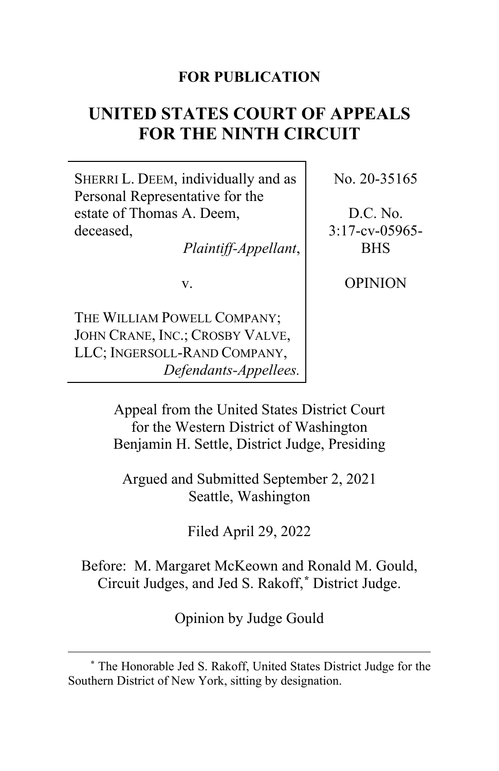**FOR PUBLICATION**

# UNITED STATES COURT OF APPEALS FOR THE NINTH CIRCUIT

| | |
|---|---|
| SHERRI L. DEEM, individually and as Personal Representative for the estate of Thomas A. Deem, deceased, *Plaintiff-Appellant*, | No. 20-35165 |
| v. | D.C. No. 3:17-cv-05965-BHS |
| THE WILLIAM POWELL COMPANY; JOHN CRANE, INC.; CROSBY VALVE, LLC; INGERSOLL-RAND COMPANY, *Defendants-Appellees.* | OPINION |

Appeal from the United States District Court for the Western District of Washington
Benjamin H. Settle, District Judge, Presiding

Argued and Submitted September 2, 2021
Seattle, Washington

Filed April 29, 2022

Before: M. Margaret McKeown and Ronald M. Gould, Circuit Judges, and Jed S. Rakoff,[*] District Judge.

Opinion by Judge Gould

---

[*] The Honorable Jed S. Rakoff, United States District Judge for the Southern District of New York, sitting by designation.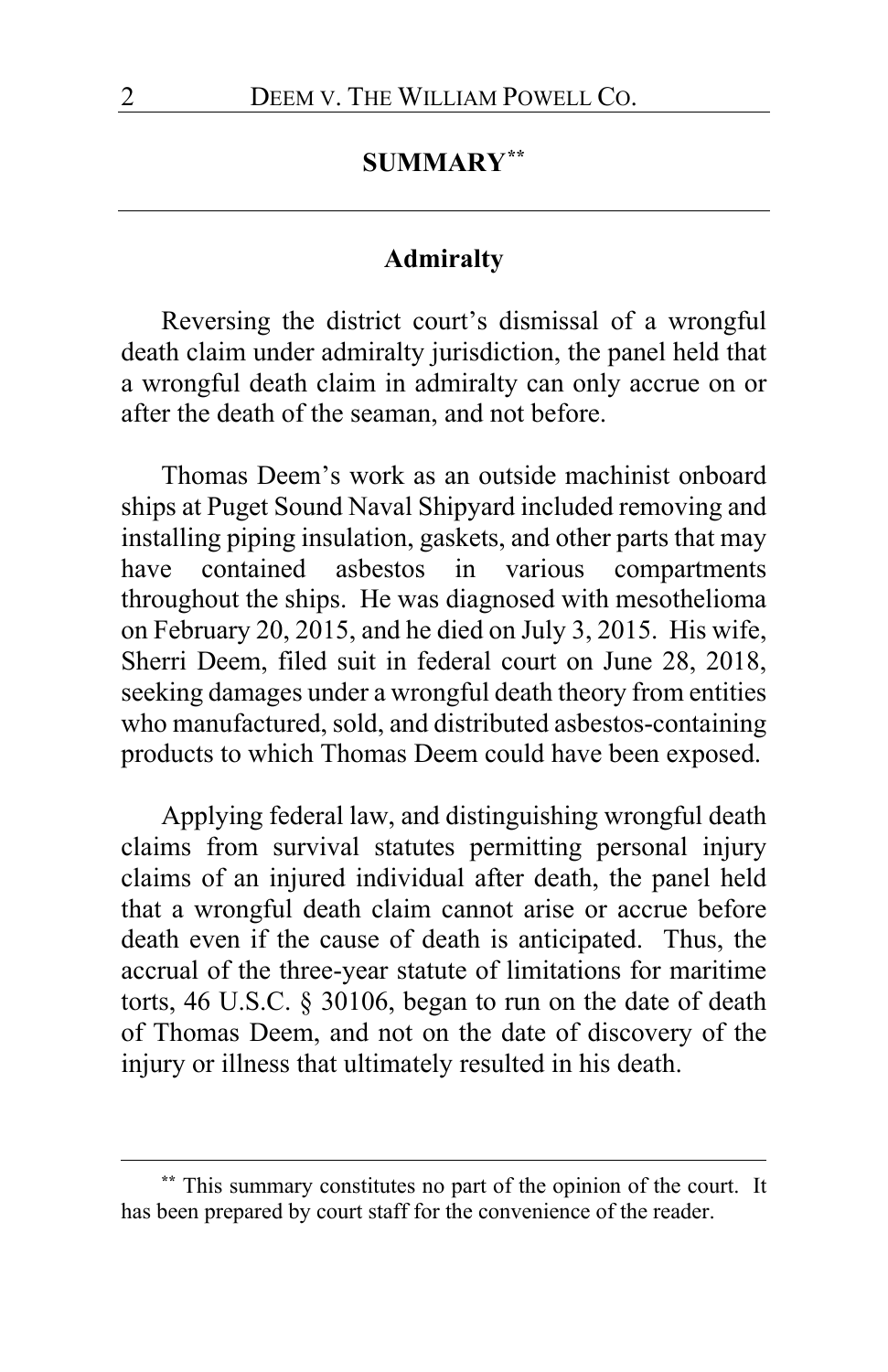## SUMMARY[**]

### Admiralty

Reversing the district court's dismissal of a wrongful death claim under admiralty jurisdiction, the panel held that a wrongful death claim in admiralty can only accrue on or after the death of the seaman, and not before.

Thomas Deem's work as an outside machinist onboard ships at Puget Sound Naval Shipyard included removing and installing piping insulation, gaskets, and other parts that may have contained asbestos in various compartments throughout the ships. He was diagnosed with mesothelioma on February 20, 2015, and he died on July 3, 2015. His wife, Sherri Deem, filed suit in federal court on June 28, 2018, seeking damages under a wrongful death theory from entities who manufactured, sold, and distributed asbestos-containing products to which Thomas Deem could have been exposed.

Applying federal law, and distinguishing wrongful death claims from survival statutes permitting personal injury claims of an injured individual after death, the panel held that a wrongful death claim cannot arise or accrue before death even if the cause of death is anticipated. Thus, the accrual of the three-year statute of limitations for maritime torts, 46 U.S.C. § 30106, began to run on the date of death of Thomas Deem, and not on the date of discovery of the injury or illness that ultimately resulted in his death.

---

[**] This summary constitutes no part of the opinion of the court. It has been prepared by court staff for the convenience of the reader.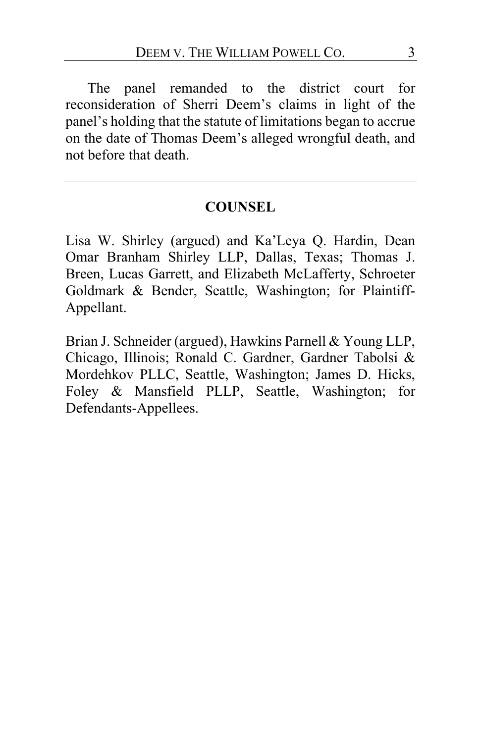The panel remanded to the district court for reconsideration of Sherri Deem's claims in light of the panel's holding that the statute of limitations began to accrue on the date of Thomas Deem's alleged wrongful death, and not before that death.

---

## COUNSEL

Lisa W. Shirley (argued) and Ka'Leya Q. Hardin, Dean Omar Branham Shirley LLP, Dallas, Texas; Thomas J. Breen, Lucas Garrett, and Elizabeth McLafferty, Schroeter Goldmark & Bender, Seattle, Washington; for Plaintiff-Appellant.

Brian J. Schneider (argued), Hawkins Parnell & Young LLP, Chicago, Illinois; Ronald C. Gardner, Gardner Tabolsi & Mordehkov PLLC, Seattle, Washington; James D. Hicks, Foley & Mansfield PLLP, Seattle, Washington; for Defendants-Appellees.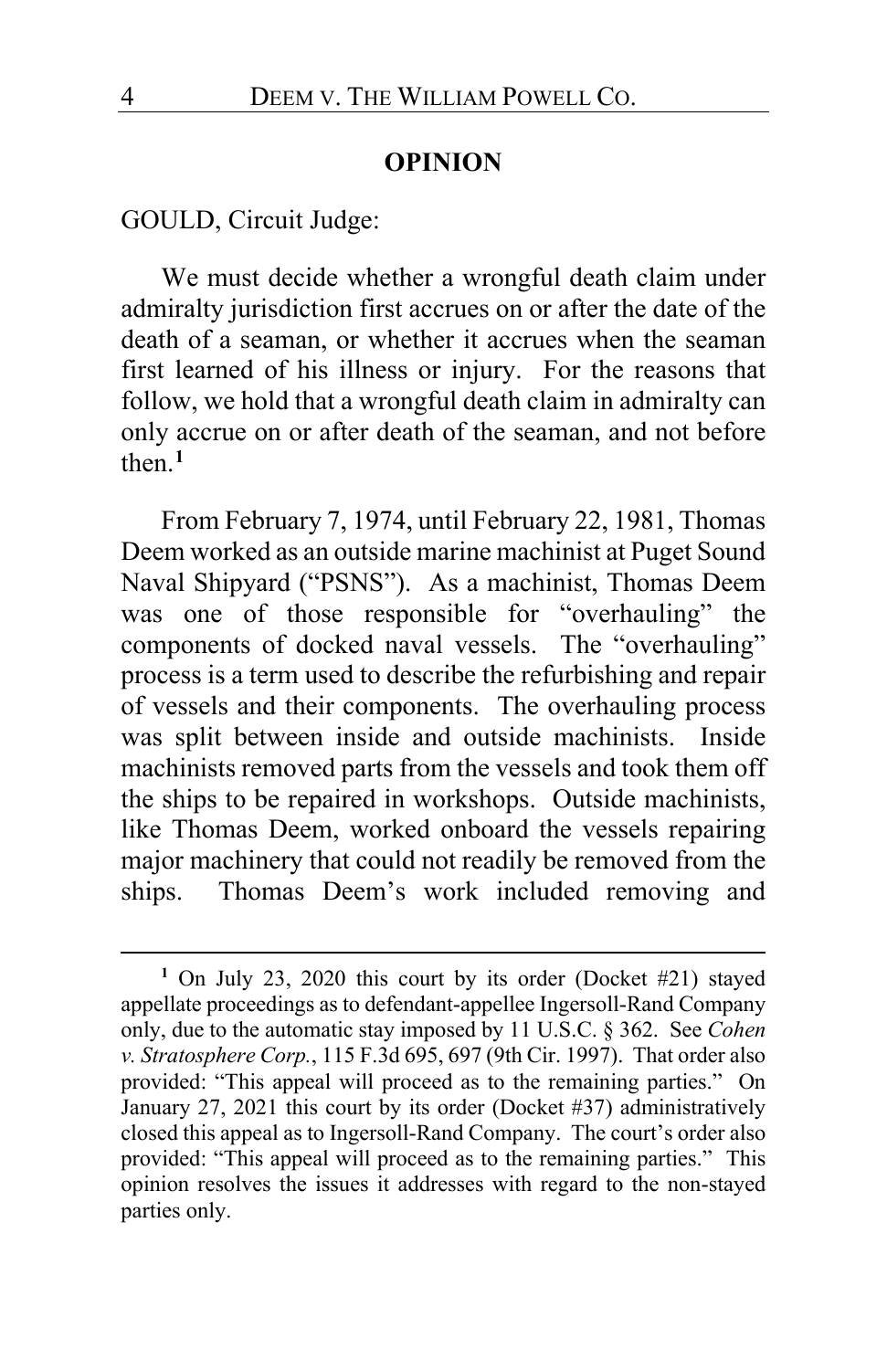## OPINION

GOULD, Circuit Judge:

We must decide whether a wrongful death claim under admiralty jurisdiction first accrues on or after the date of the death of a seaman, or whether it accrues when the seaman first learned of his illness or injury. For the reasons that follow, we hold that a wrongful death claim in admiralty can only accrue on or after death of the seaman, and not before then.[1]

From February 7, 1974, until February 22, 1981, Thomas Deem worked as an outside marine machinist at Puget Sound Naval Shipyard ("PSNS"). As a machinist, Thomas Deem was one of those responsible for "overhauling" the components of docked naval vessels. The "overhauling" process is a term used to describe the refurbishing and repair of vessels and their components. The overhauling process was split between inside and outside machinists. Inside machinists removed parts from the vessels and took them off the ships to be repaired in workshops. Outside machinists, like Thomas Deem, worked onboard the vessels repairing major machinery that could not readily be removed from the ships. Thomas Deem's work included removing and

---

[1] On July 23, 2020 this court by its order (Docket #21) stayed appellate proceedings as to defendant-appellee Ingersoll-Rand Company only, due to the automatic stay imposed by 11 U.S.C. § 362. See *Cohen v. Stratosphere Corp.*, 115 F.3d 695, 697 (9th Cir. 1997). That order also provided: "This appeal will proceed as to the remaining parties." On January 27, 2021 this court by its order (Docket #37) administratively closed this appeal as to Ingersoll-Rand Company. The court's order also provided: "This appeal will proceed as to the remaining parties." This opinion resolves the issues it addresses with regard to the non-stayed parties only.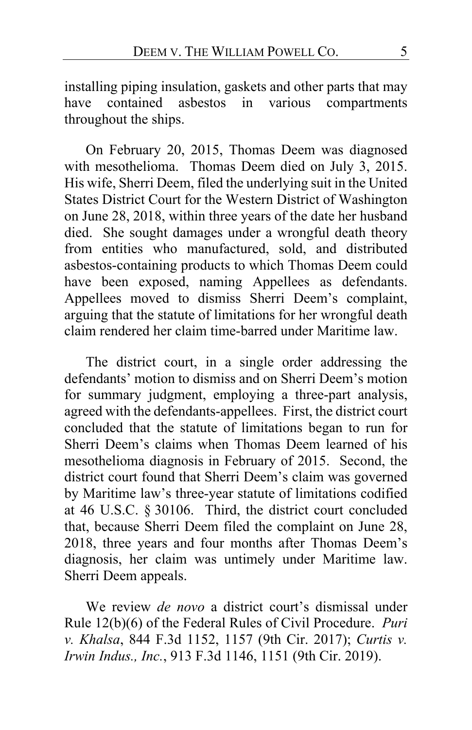installing piping insulation, gaskets and other parts that may have contained asbestos in various compartments throughout the ships.

On February 20, 2015, Thomas Deem was diagnosed with mesothelioma. Thomas Deem died on July 3, 2015. His wife, Sherri Deem, filed the underlying suit in the United States District Court for the Western District of Washington on June 28, 2018, within three years of the date her husband died. She sought damages under a wrongful death theory from entities who manufactured, sold, and distributed asbestos-containing products to which Thomas Deem could have been exposed, naming Appellees as defendants. Appellees moved to dismiss Sherri Deem's complaint, arguing that the statute of limitations for her wrongful death claim rendered her claim time-barred under Maritime law.

The district court, in a single order addressing the defendants' motion to dismiss and on Sherri Deem's motion for summary judgment, employing a three-part analysis, agreed with the defendants-appellees. First, the district court concluded that the statute of limitations began to run for Sherri Deem's claims when Thomas Deem learned of his mesothelioma diagnosis in February of 2015. Second, the district court found that Sherri Deem's claim was governed by Maritime law's three-year statute of limitations codified at 46 U.S.C. § 30106. Third, the district court concluded that, because Sherri Deem filed the complaint on June 28, 2018, three years and four months after Thomas Deem's diagnosis, her claim was untimely under Maritime law. Sherri Deem appeals.

We review *de novo* a district court's dismissal under Rule 12(b)(6) of the Federal Rules of Civil Procedure. *Puri v. Khalsa*, 844 F.3d 1152, 1157 (9th Cir. 2017); *Curtis v. Irwin Indus., Inc.*, 913 F.3d 1146, 1151 (9th Cir. 2019).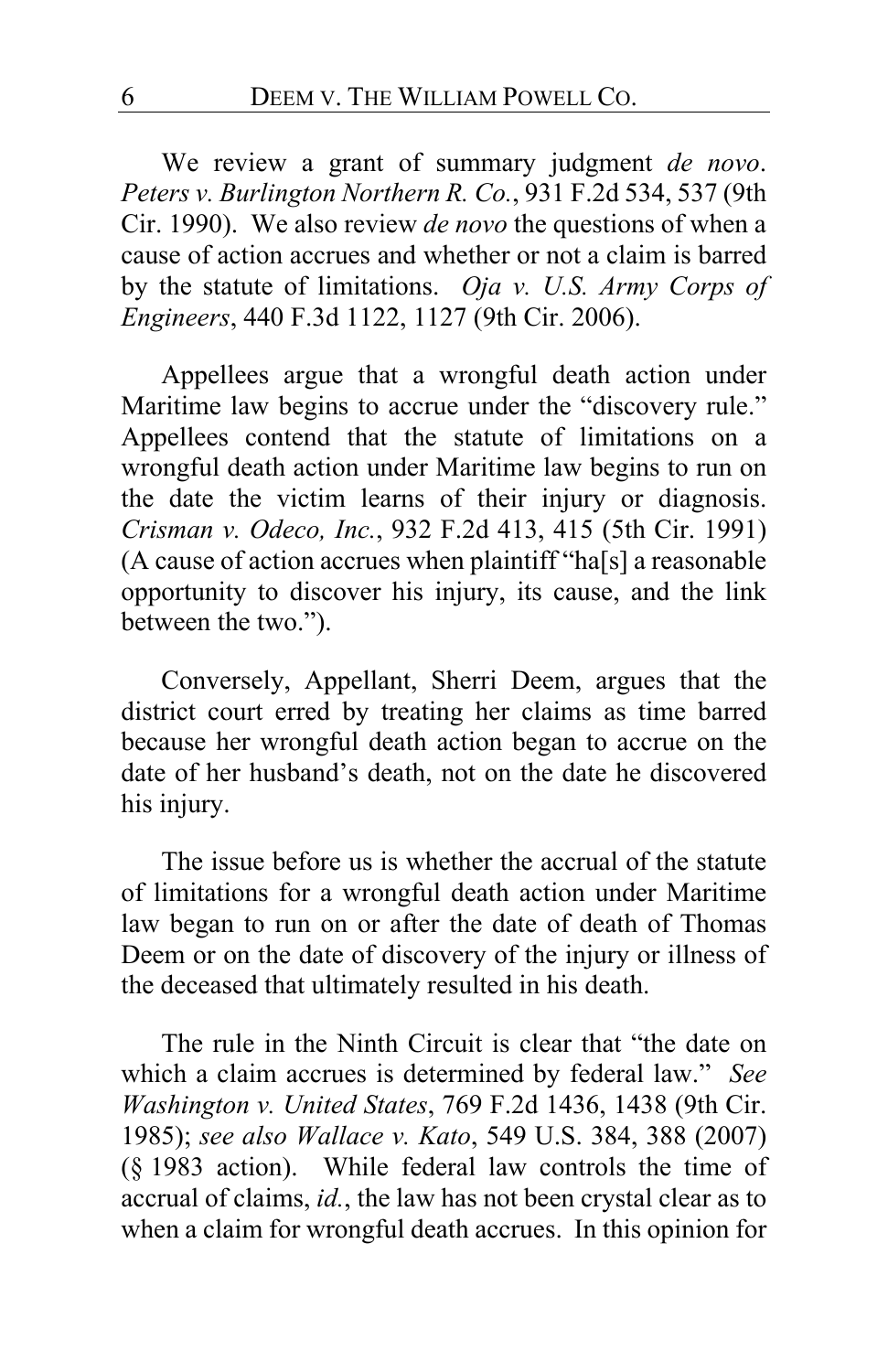We review a grant of summary judgment *de novo*. *Peters v. Burlington Northern R. Co.*, 931 F.2d 534, 537 (9th Cir. 1990). We also review *de novo* the questions of when a cause of action accrues and whether or not a claim is barred by the statute of limitations. *Oja v. U.S. Army Corps of Engineers*, 440 F.3d 1122, 1127 (9th Cir. 2006).

Appellees argue that a wrongful death action under Maritime law begins to accrue under the "discovery rule." Appellees contend that the statute of limitations on a wrongful death action under Maritime law begins to run on the date the victim learns of their injury or diagnosis. *Crisman v. Odeco, Inc.*, 932 F.2d 413, 415 (5th Cir. 1991) (A cause of action accrues when plaintiff "ha[s] a reasonable opportunity to discover his injury, its cause, and the link between the two.").

Conversely, Appellant, Sherri Deem, argues that the district court erred by treating her claims as time barred because her wrongful death action began to accrue on the date of her husband's death, not on the date he discovered his injury.

The issue before us is whether the accrual of the statute of limitations for a wrongful death action under Maritime law began to run on or after the date of death of Thomas Deem or on the date of discovery of the injury or illness of the deceased that ultimately resulted in his death.

The rule in the Ninth Circuit is clear that "the date on which a claim accrues is determined by federal law." *See Washington v. United States*, 769 F.2d 1436, 1438 (9th Cir. 1985); *see also Wallace v. Kato*, 549 U.S. 384, 388 (2007) (§ 1983 action). While federal law controls the time of accrual of claims, *id.*, the law has not been crystal clear as to when a claim for wrongful death accrues. In this opinion for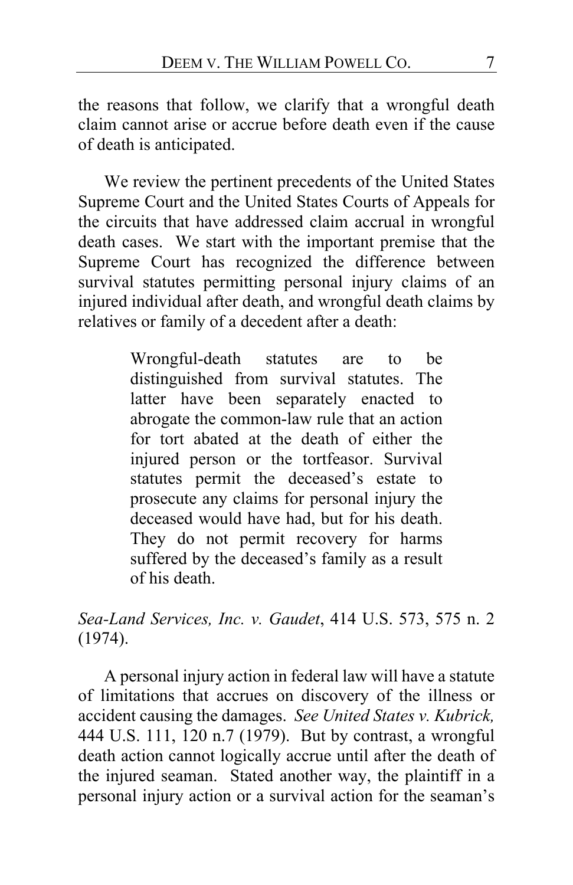the reasons that follow, we clarify that a wrongful death claim cannot arise or accrue before death even if the cause of death is anticipated.

We review the pertinent precedents of the United States Supreme Court and the United States Courts of Appeals for the circuits that have addressed claim accrual in wrongful death cases. We start with the important premise that the Supreme Court has recognized the difference between survival statutes permitting personal injury claims of an injured individual after death, and wrongful death claims by relatives or family of a decedent after a death:

> Wrongful-death statutes are to be distinguished from survival statutes. The latter have been separately enacted to abrogate the common-law rule that an action for tort abated at the death of either the injured person or the tortfeasor. Survival statutes permit the deceased's estate to prosecute any claims for personal injury the deceased would have had, but for his death. They do not permit recovery for harms suffered by the deceased's family as a result of his death.

*Sea-Land Services, Inc. v. Gaudet*, 414 U.S. 573, 575 n. 2 (1974).

A personal injury action in federal law will have a statute of limitations that accrues on discovery of the illness or accident causing the damages. *See United States v. Kubrick,* 444 U.S. 111, 120 n.7 (1979). But by contrast, a wrongful death action cannot logically accrue until after the death of the injured seaman. Stated another way, the plaintiff in a personal injury action or a survival action for the seaman's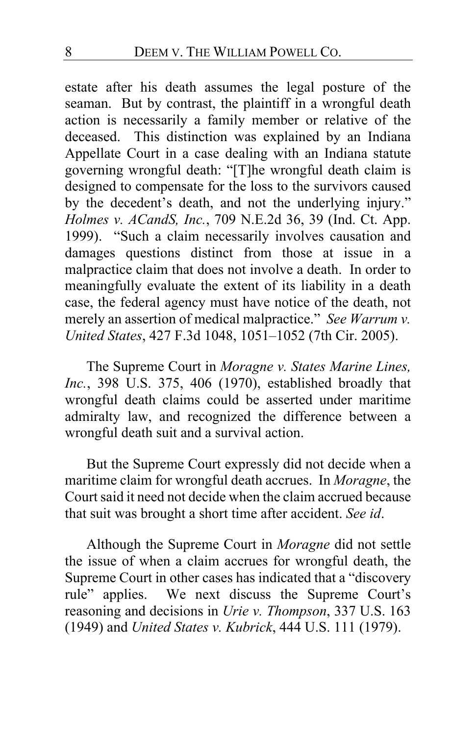estate after his death assumes the legal posture of the seaman. But by contrast, the plaintiff in a wrongful death action is necessarily a family member or relative of the deceased. This distinction was explained by an Indiana Appellate Court in a case dealing with an Indiana statute governing wrongful death: "[T]he wrongful death claim is designed to compensate for the loss to the survivors caused by the decedent's death, and not the underlying injury." *Holmes v. ACandS, Inc.*, 709 N.E.2d 36, 39 (Ind. Ct. App. 1999). "Such a claim necessarily involves causation and damages questions distinct from those at issue in a malpractice claim that does not involve a death. In order to meaningfully evaluate the extent of its liability in a death case, the federal agency must have notice of the death, not merely an assertion of medical malpractice." *See Warrum v. United States*, 427 F.3d 1048, 1051–1052 (7th Cir. 2005).

The Supreme Court in *Moragne v. States Marine Lines, Inc.*, 398 U.S. 375, 406 (1970), established broadly that wrongful death claims could be asserted under maritime admiralty law, and recognized the difference between a wrongful death suit and a survival action.

But the Supreme Court expressly did not decide when a maritime claim for wrongful death accrues. In *Moragne*, the Court said it need not decide when the claim accrued because that suit was brought a short time after accident. *See id*.

Although the Supreme Court in *Moragne* did not settle the issue of when a claim accrues for wrongful death, the Supreme Court in other cases has indicated that a "discovery rule" applies. We next discuss the Supreme Court's reasoning and decisions in *Urie v. Thompson*, 337 U.S. 163 (1949) and *United States v. Kubrick*, 444 U.S. 111 (1979).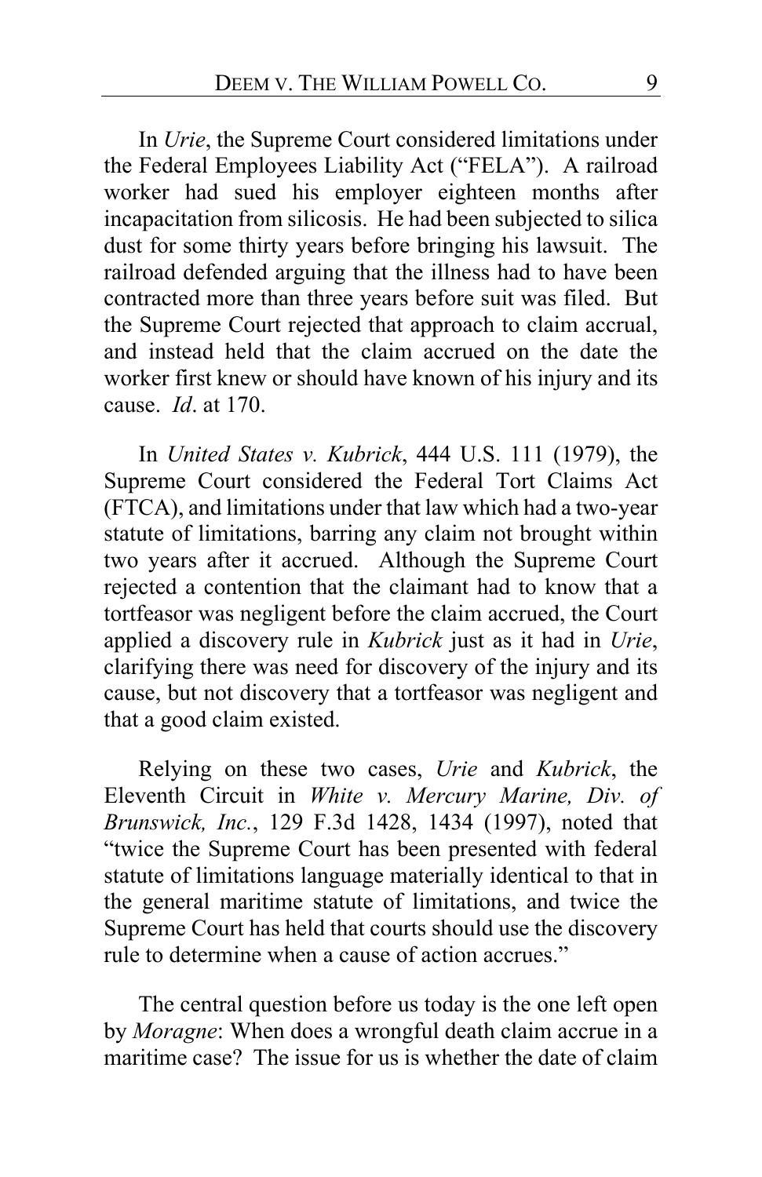In *Urie*, the Supreme Court considered limitations under the Federal Employees Liability Act ("FELA"). A railroad worker had sued his employer eighteen months after incapacitation from silicosis. He had been subjected to silica dust for some thirty years before bringing his lawsuit. The railroad defended arguing that the illness had to have been contracted more than three years before suit was filed. But the Supreme Court rejected that approach to claim accrual, and instead held that the claim accrued on the date the worker first knew or should have known of his injury and its cause. *Id*. at 170.

In *United States v. Kubrick*, 444 U.S. 111 (1979), the Supreme Court considered the Federal Tort Claims Act (FTCA), and limitations under that law which had a two-year statute of limitations, barring any claim not brought within two years after it accrued. Although the Supreme Court rejected a contention that the claimant had to know that a tortfeasor was negligent before the claim accrued, the Court applied a discovery rule in *Kubrick* just as it had in *Urie*, clarifying there was need for discovery of the injury and its cause, but not discovery that a tortfeasor was negligent and that a good claim existed.

Relying on these two cases, *Urie* and *Kubrick*, the Eleventh Circuit in *White v. Mercury Marine, Div. of Brunswick, Inc.*, 129 F.3d 1428, 1434 (1997), noted that "twice the Supreme Court has been presented with federal statute of limitations language materially identical to that in the general maritime statute of limitations, and twice the Supreme Court has held that courts should use the discovery rule to determine when a cause of action accrues."

The central question before us today is the one left open by *Moragne*: When does a wrongful death claim accrue in a maritime case? The issue for us is whether the date of claim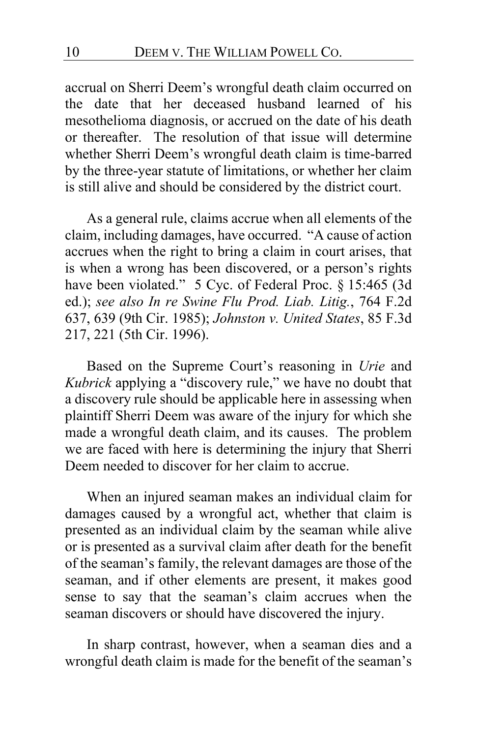accrual on Sherri Deem's wrongful death claim occurred on the date that her deceased husband learned of his mesothelioma diagnosis, or accrued on the date of his death or thereafter. The resolution of that issue will determine whether Sherri Deem's wrongful death claim is time-barred by the three-year statute of limitations, or whether her claim is still alive and should be considered by the district court.

As a general rule, claims accrue when all elements of the claim, including damages, have occurred. "A cause of action accrues when the right to bring a claim in court arises, that is when a wrong has been discovered, or a person's rights have been violated." 5 Cyc. of Federal Proc. § 15:465 (3d ed.); *see also In re Swine Flu Prod. Liab. Litig.*, 764 F.2d 637, 639 (9th Cir. 1985); *Johnston v. United States*, 85 F.3d 217, 221 (5th Cir. 1996).

Based on the Supreme Court's reasoning in *Urie* and *Kubrick* applying a "discovery rule," we have no doubt that a discovery rule should be applicable here in assessing when plaintiff Sherri Deem was aware of the injury for which she made a wrongful death claim, and its causes. The problem we are faced with here is determining the injury that Sherri Deem needed to discover for her claim to accrue.

When an injured seaman makes an individual claim for damages caused by a wrongful act, whether that claim is presented as an individual claim by the seaman while alive or is presented as a survival claim after death for the benefit of the seaman's family, the relevant damages are those of the seaman, and if other elements are present, it makes good sense to say that the seaman's claim accrues when the seaman discovers or should have discovered the injury.

In sharp contrast, however, when a seaman dies and a wrongful death claim is made for the benefit of the seaman's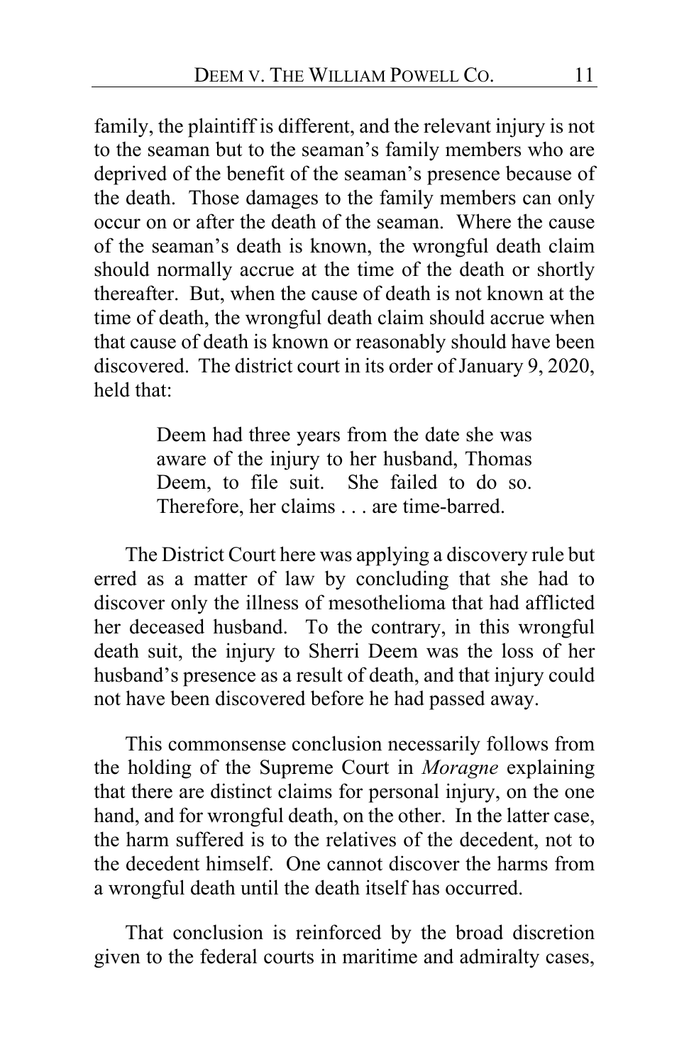family, the plaintiff is different, and the relevant injury is not to the seaman but to the seaman's family members who are deprived of the benefit of the seaman's presence because of the death. Those damages to the family members can only occur on or after the death of the seaman. Where the cause of the seaman's death is known, the wrongful death claim should normally accrue at the time of the death or shortly thereafter. But, when the cause of death is not known at the time of death, the wrongful death claim should accrue when that cause of death is known or reasonably should have been discovered. The district court in its order of January 9, 2020, held that:

> Deem had three years from the date she was aware of the injury to her husband, Thomas Deem, to file suit. She failed to do so. Therefore, her claims . . . are time-barred.

The District Court here was applying a discovery rule but erred as a matter of law by concluding that she had to discover only the illness of mesothelioma that had afflicted her deceased husband. To the contrary, in this wrongful death suit, the injury to Sherri Deem was the loss of her husband's presence as a result of death, and that injury could not have been discovered before he had passed away.

This commonsense conclusion necessarily follows from the holding of the Supreme Court in *Moragne* explaining that there are distinct claims for personal injury, on the one hand, and for wrongful death, on the other. In the latter case, the harm suffered is to the relatives of the decedent, not to the decedent himself. One cannot discover the harms from a wrongful death until the death itself has occurred.

That conclusion is reinforced by the broad discretion given to the federal courts in maritime and admiralty cases,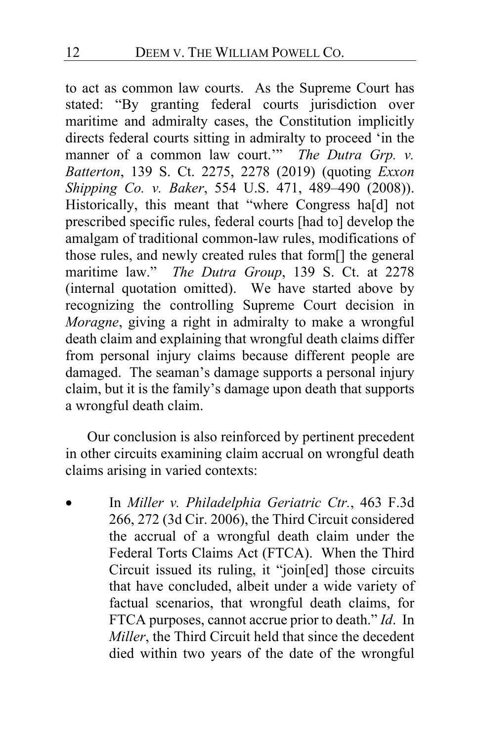to act as common law courts. As the Supreme Court has stated: "By granting federal courts jurisdiction over maritime and admiralty cases, the Constitution implicitly directs federal courts sitting in admiralty to proceed 'in the manner of a common law court.'" *The Dutra Grp. v. Batterton*, 139 S. Ct. 2275, 2278 (2019) (quoting *Exxon Shipping Co. v. Baker*, 554 U.S. 471, 489–490 (2008)). Historically, this meant that "where Congress ha[d] not prescribed specific rules, federal courts [had to] develop the amalgam of traditional common-law rules, modifications of those rules, and newly created rules that form[] the general maritime law." *The Dutra Group*, 139 S. Ct. at 2278 (internal quotation omitted). We have started above by recognizing the controlling Supreme Court decision in *Moragne*, giving a right in admiralty to make a wrongful death claim and explaining that wrongful death claims differ from personal injury claims because different people are damaged. The seaman's damage supports a personal injury claim, but it is the family's damage upon death that supports a wrongful death claim.

Our conclusion is also reinforced by pertinent precedent in other circuits examining claim accrual on wrongful death claims arising in varied contexts:

- In *Miller v. Philadelphia Geriatric Ctr.*, 463 F.3d 266, 272 (3d Cir. 2006), the Third Circuit considered the accrual of a wrongful death claim under the Federal Torts Claims Act (FTCA). When the Third Circuit issued its ruling, it "join[ed] those circuits that have concluded, albeit under a wide variety of factual scenarios, that wrongful death claims, for FTCA purposes, cannot accrue prior to death." *Id*. In *Miller*, the Third Circuit held that since the decedent died within two years of the date of the wrongful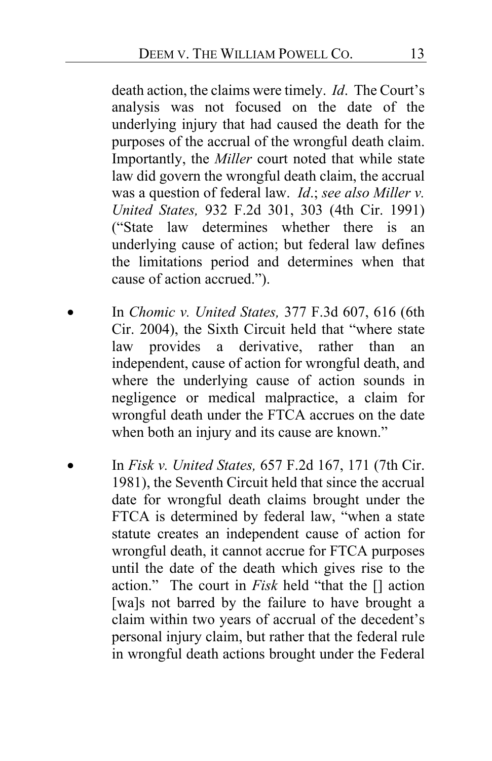death action, the claims were timely. *Id*. The Court's analysis was not focused on the date of the underlying injury that had caused the death for the purposes of the accrual of the wrongful death claim. Importantly, the *Miller* court noted that while state law did govern the wrongful death claim, the accrual was a question of federal law. *Id*.; *see also Miller v. United States,* 932 F.2d 301, 303 (4th Cir. 1991) ("State law determines whether there is an underlying cause of action; but federal law defines the limitations period and determines when that cause of action accrued.").

- In *Chomic v. United States,* 377 F.3d 607, 616 (6th Cir. 2004), the Sixth Circuit held that "where state law provides a derivative, rather than an independent, cause of action for wrongful death, and where the underlying cause of action sounds in negligence or medical malpractice, a claim for wrongful death under the FTCA accrues on the date when both an injury and its cause are known."

- In *Fisk v. United States,* 657 F.2d 167, 171 (7th Cir. 1981), the Seventh Circuit held that since the accrual date for wrongful death claims brought under the FTCA is determined by federal law, "when a state statute creates an independent cause of action for wrongful death, it cannot accrue for FTCA purposes until the date of the death which gives rise to the action." The court in *Fisk* held "that the [] action [wa]s not barred by the failure to have brought a claim within two years of accrual of the decedent's personal injury claim, but rather that the federal rule in wrongful death actions brought under the Federal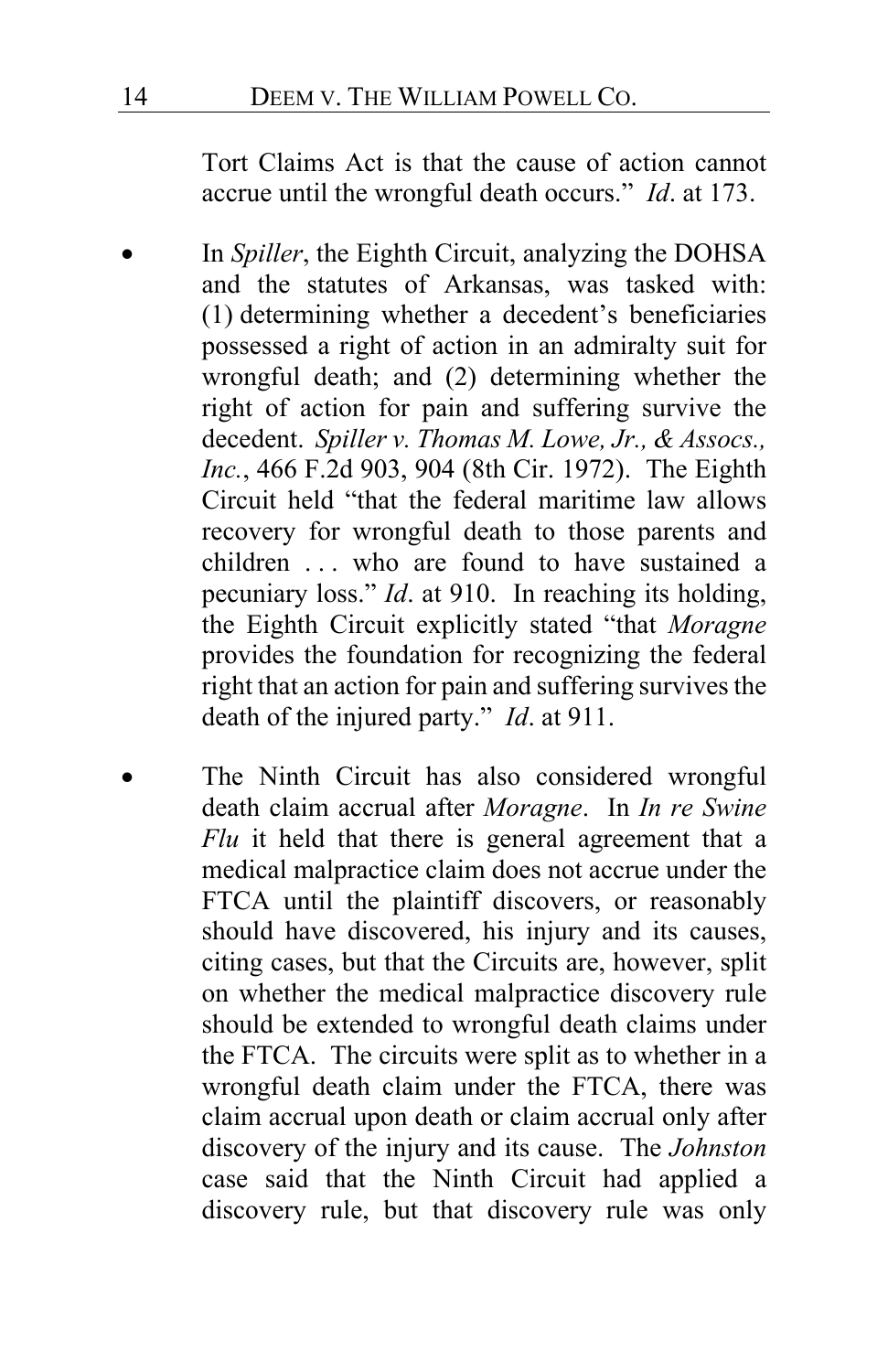Tort Claims Act is that the cause of action cannot accrue until the wrongful death occurs." *Id*. at 173.

- In *Spiller*, the Eighth Circuit, analyzing the DOHSA and the statutes of Arkansas, was tasked with: (1) determining whether a decedent's beneficiaries possessed a right of action in an admiralty suit for wrongful death; and (2) determining whether the right of action for pain and suffering survive the decedent. *Spiller v. Thomas M. Lowe, Jr., & Assocs., Inc.*, 466 F.2d 903, 904 (8th Cir. 1972). The Eighth Circuit held "that the federal maritime law allows recovery for wrongful death to those parents and children . . . who are found to have sustained a pecuniary loss." *Id*. at 910. In reaching its holding, the Eighth Circuit explicitly stated "that *Moragne* provides the foundation for recognizing the federal right that an action for pain and suffering survives the death of the injured party." *Id*. at 911.

- The Ninth Circuit has also considered wrongful death claim accrual after *Moragne*. In *In re Swine Flu* it held that there is general agreement that a medical malpractice claim does not accrue under the FTCA until the plaintiff discovers, or reasonably should have discovered, his injury and its causes, citing cases, but that the Circuits are, however, split on whether the medical malpractice discovery rule should be extended to wrongful death claims under the FTCA. The circuits were split as to whether in a wrongful death claim under the FTCA, there was claim accrual upon death or claim accrual only after discovery of the injury and its cause. The *Johnston* case said that the Ninth Circuit had applied a discovery rule, but that discovery rule was only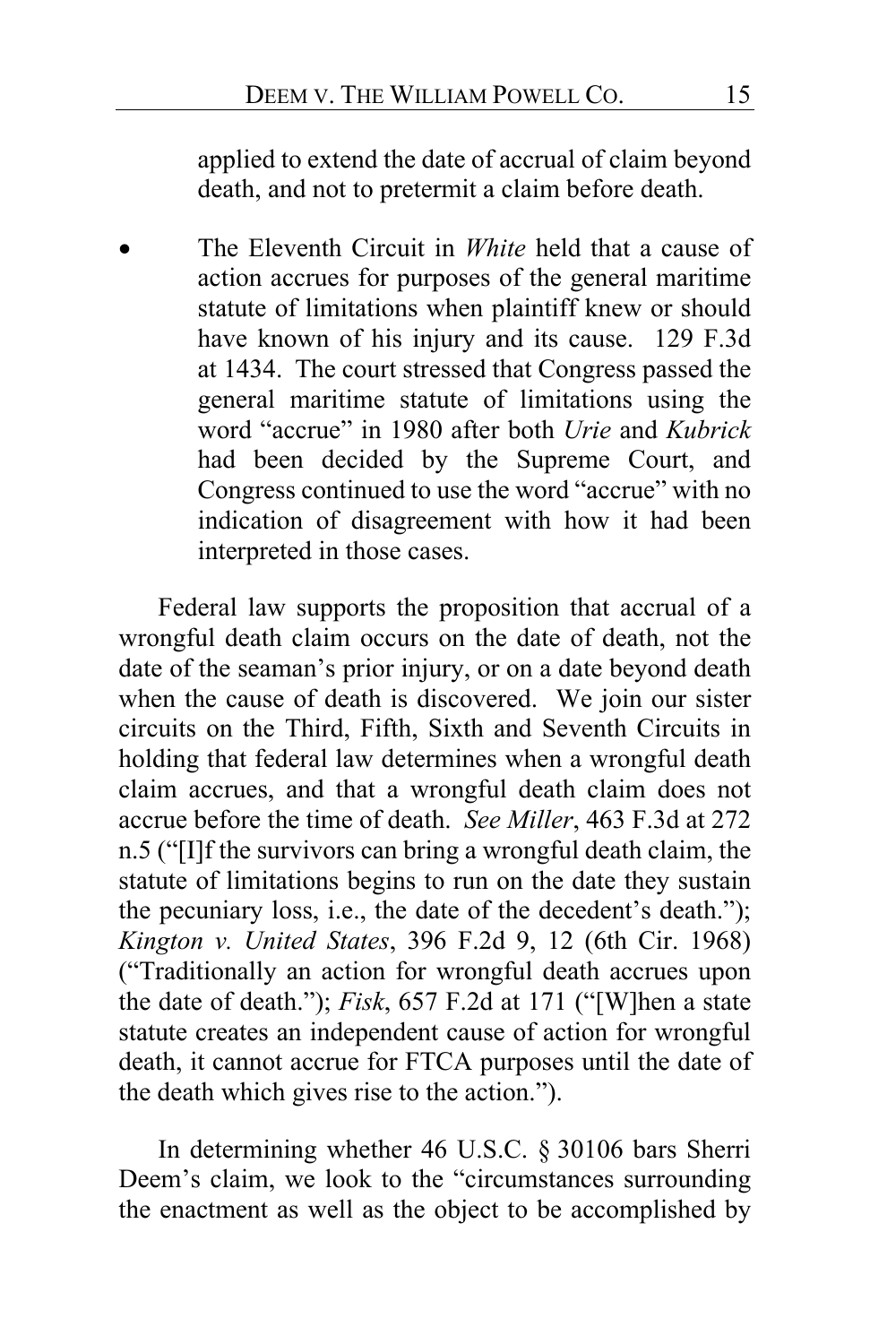applied to extend the date of accrual of claim beyond death, and not to pretermit a claim before death.

- The Eleventh Circuit in *White* held that a cause of action accrues for purposes of the general maritime statute of limitations when plaintiff knew or should have known of his injury and its cause. 129 F.3d at 1434. The court stressed that Congress passed the general maritime statute of limitations using the word "accrue" in 1980 after both *Urie* and *Kubrick* had been decided by the Supreme Court, and Congress continued to use the word "accrue" with no indication of disagreement with how it had been interpreted in those cases.

Federal law supports the proposition that accrual of a wrongful death claim occurs on the date of death, not the date of the seaman's prior injury, or on a date beyond death when the cause of death is discovered. We join our sister circuits on the Third, Fifth, Sixth and Seventh Circuits in holding that federal law determines when a wrongful death claim accrues, and that a wrongful death claim does not accrue before the time of death. *See Miller*, 463 F.3d at 272 n.5 ("[I]f the survivors can bring a wrongful death claim, the statute of limitations begins to run on the date they sustain the pecuniary loss, i.e., the date of the decedent's death."); *Kington v. United States*, 396 F.2d 9, 12 (6th Cir. 1968) ("Traditionally an action for wrongful death accrues upon the date of death."); *Fisk*, 657 F.2d at 171 ("[W]hen a state statute creates an independent cause of action for wrongful death, it cannot accrue for FTCA purposes until the date of the death which gives rise to the action.").

In determining whether 46 U.S.C. § 30106 bars Sherri Deem's claim, we look to the "circumstances surrounding the enactment as well as the object to be accomplished by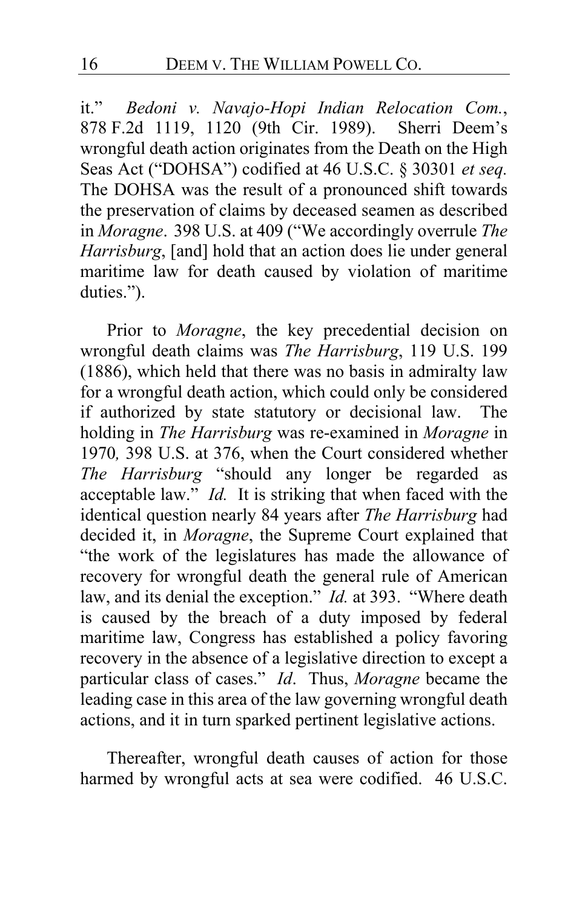it." *Bedoni v. Navajo-Hopi Indian Relocation Com.*, 878 F.2d 1119, 1120 (9th Cir. 1989). Sherri Deem's wrongful death action originates from the Death on the High Seas Act ("DOHSA") codified at 46 U.S.C. § 30301 *et seq.* The DOHSA was the result of a pronounced shift towards the preservation of claims by deceased seamen as described in *Moragne*. 398 U.S. at 409 ("We accordingly overrule *The Harrisburg*, [and] hold that an action does lie under general maritime law for death caused by violation of maritime duties.").

Prior to *Moragne*, the key precedential decision on wrongful death claims was *The Harrisburg*, 119 U.S. 199 (1886), which held that there was no basis in admiralty law for a wrongful death action, which could only be considered if authorized by state statutory or decisional law. The holding in *The Harrisburg* was re-examined in *Moragne* in 1970*,* 398 U.S. at 376, when the Court considered whether *The Harrisburg* "should any longer be regarded as acceptable law." *Id.* It is striking that when faced with the identical question nearly 84 years after *The Harrisburg* had decided it, in *Moragne*, the Supreme Court explained that "the work of the legislatures has made the allowance of recovery for wrongful death the general rule of American law, and its denial the exception." *Id.* at 393. "Where death is caused by the breach of a duty imposed by federal maritime law, Congress has established a policy favoring recovery in the absence of a legislative direction to except a particular class of cases." *Id*. Thus, *Moragne* became the leading case in this area of the law governing wrongful death actions, and it in turn sparked pertinent legislative actions.

Thereafter, wrongful death causes of action for those harmed by wrongful acts at sea were codified. 46 U.S.C.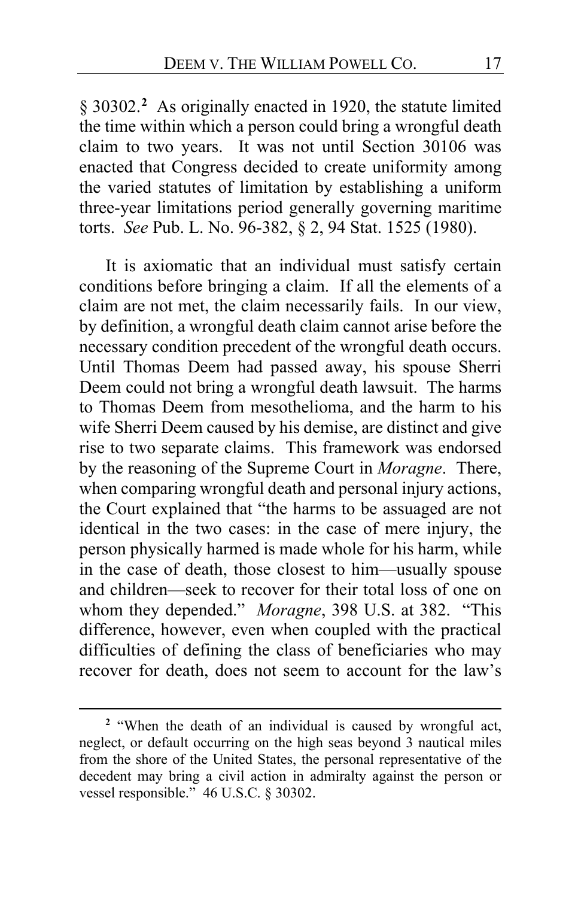§ 30302.[2] As originally enacted in 1920, the statute limited the time within which a person could bring a wrongful death claim to two years. It was not until Section 30106 was enacted that Congress decided to create uniformity among the varied statutes of limitation by establishing a uniform three-year limitations period generally governing maritime torts. *See* Pub. L. No. 96-382, § 2, 94 Stat. 1525 (1980).

It is axiomatic that an individual must satisfy certain conditions before bringing a claim. If all the elements of a claim are not met, the claim necessarily fails. In our view, by definition, a wrongful death claim cannot arise before the necessary condition precedent of the wrongful death occurs. Until Thomas Deem had passed away, his spouse Sherri Deem could not bring a wrongful death lawsuit. The harms to Thomas Deem from mesothelioma, and the harm to his wife Sherri Deem caused by his demise, are distinct and give rise to two separate claims. This framework was endorsed by the reasoning of the Supreme Court in *Moragne*. There, when comparing wrongful death and personal injury actions, the Court explained that "the harms to be assuaged are not identical in the two cases: in the case of mere injury, the person physically harmed is made whole for his harm, while in the case of death, those closest to him—usually spouse and children—seek to recover for their total loss of one on whom they depended." *Moragne*, 398 U.S. at 382. "This difference, however, even when coupled with the practical difficulties of defining the class of beneficiaries who may recover for death, does not seem to account for the law's

[2] "When the death of an individual is caused by wrongful act, neglect, or default occurring on the high seas beyond 3 nautical miles from the shore of the United States, the personal representative of the decedent may bring a civil action in admiralty against the person or vessel responsible." 46 U.S.C. § 30302.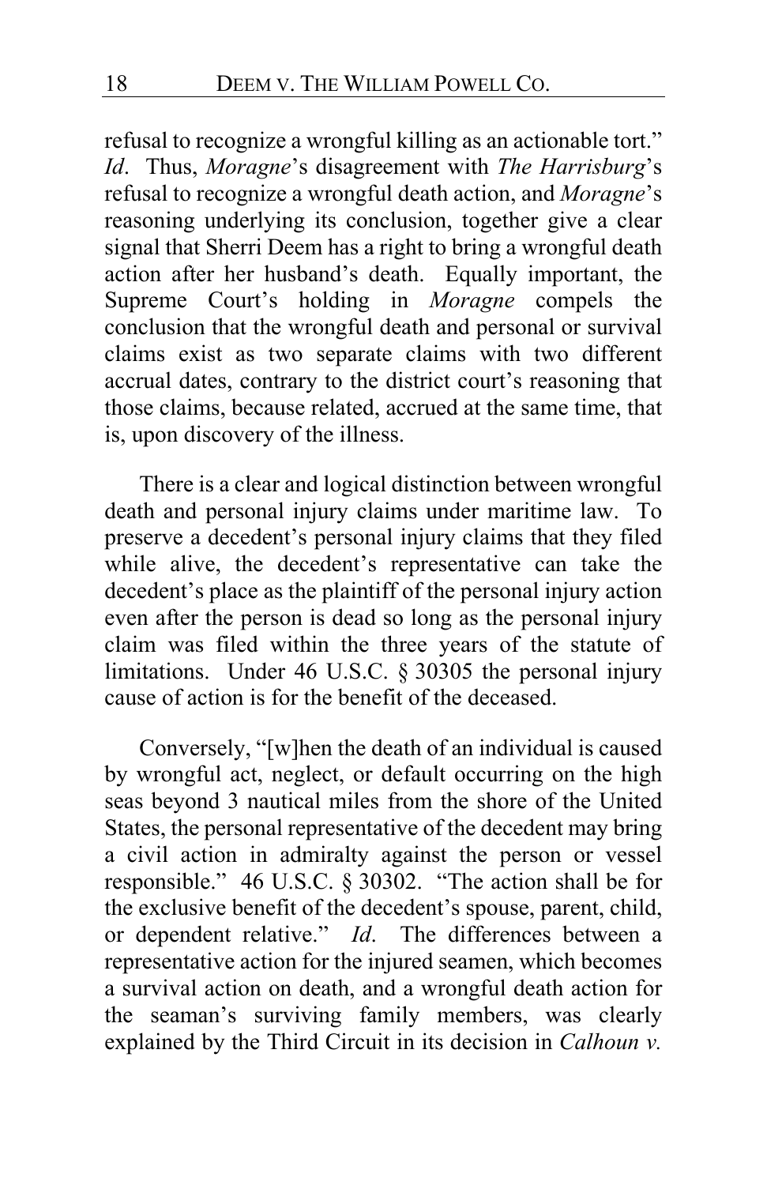refusal to recognize a wrongful killing as an actionable tort." *Id*. Thus, *Moragne*'s disagreement with *The Harrisburg*'s refusal to recognize a wrongful death action, and *Moragne*'s reasoning underlying its conclusion, together give a clear signal that Sherri Deem has a right to bring a wrongful death action after her husband's death. Equally important, the Supreme Court's holding in *Moragne* compels the conclusion that the wrongful death and personal or survival claims exist as two separate claims with two different accrual dates, contrary to the district court's reasoning that those claims, because related, accrued at the same time, that is, upon discovery of the illness.

There is a clear and logical distinction between wrongful death and personal injury claims under maritime law. To preserve a decedent's personal injury claims that they filed while alive, the decedent's representative can take the decedent's place as the plaintiff of the personal injury action even after the person is dead so long as the personal injury claim was filed within the three years of the statute of limitations. Under 46 U.S.C. § 30305 the personal injury cause of action is for the benefit of the deceased.

Conversely, "[w]hen the death of an individual is caused by wrongful act, neglect, or default occurring on the high seas beyond 3 nautical miles from the shore of the United States, the personal representative of the decedent may bring a civil action in admiralty against the person or vessel responsible." 46 U.S.C. § 30302. "The action shall be for the exclusive benefit of the decedent's spouse, parent, child, or dependent relative." *Id*. The differences between a representative action for the injured seamen, which becomes a survival action on death, and a wrongful death action for the seaman's surviving family members, was clearly explained by the Third Circuit in its decision in *Calhoun v.*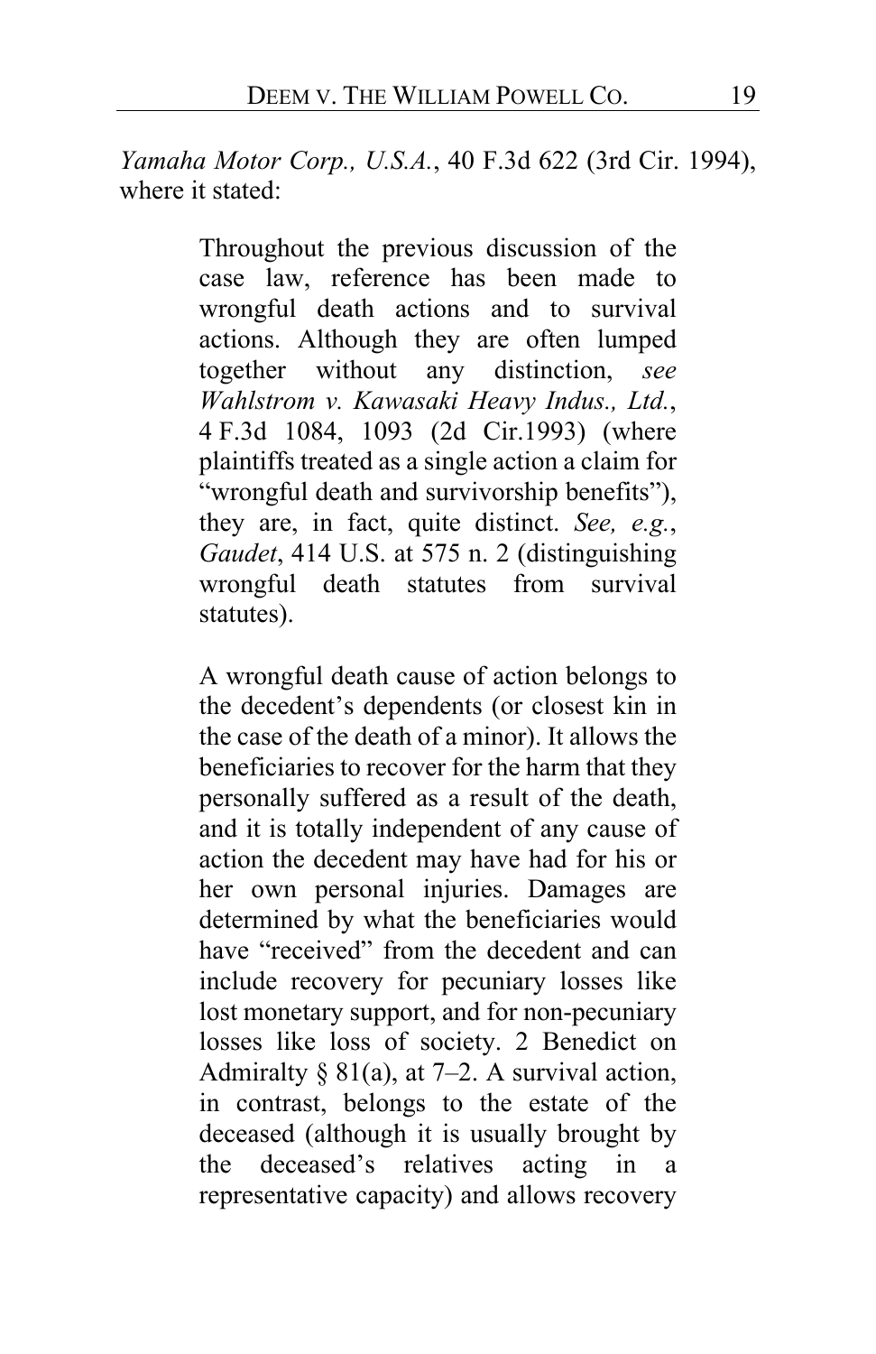*Yamaha Motor Corp., U.S.A.*, 40 F.3d 622 (3rd Cir. 1994), where it stated:

> Throughout the previous discussion of the case law, reference has been made to wrongful death actions and to survival actions. Although they are often lumped together without any distinction, *see Wahlstrom v. Kawasaki Heavy Indus., Ltd.*, 4 F.3d 1084, 1093 (2d Cir.1993) (where plaintiffs treated as a single action a claim for "wrongful death and survivorship benefits"), they are, in fact, quite distinct. *See, e.g.*, *Gaudet*, 414 U.S. at 575 n. 2 (distinguishing wrongful death statutes from survival statutes).
>
> A wrongful death cause of action belongs to the decedent's dependents (or closest kin in the case of the death of a minor). It allows the beneficiaries to recover for the harm that they personally suffered as a result of the death, and it is totally independent of any cause of action the decedent may have had for his or her own personal injuries. Damages are determined by what the beneficiaries would have "received" from the decedent and can include recovery for pecuniary losses like lost monetary support, and for non-pecuniary losses like loss of society. 2 Benedict on Admiralty § 81(a), at 7–2. A survival action, in contrast, belongs to the estate of the deceased (although it is usually brought by the deceased's relatives acting in a representative capacity) and allows recovery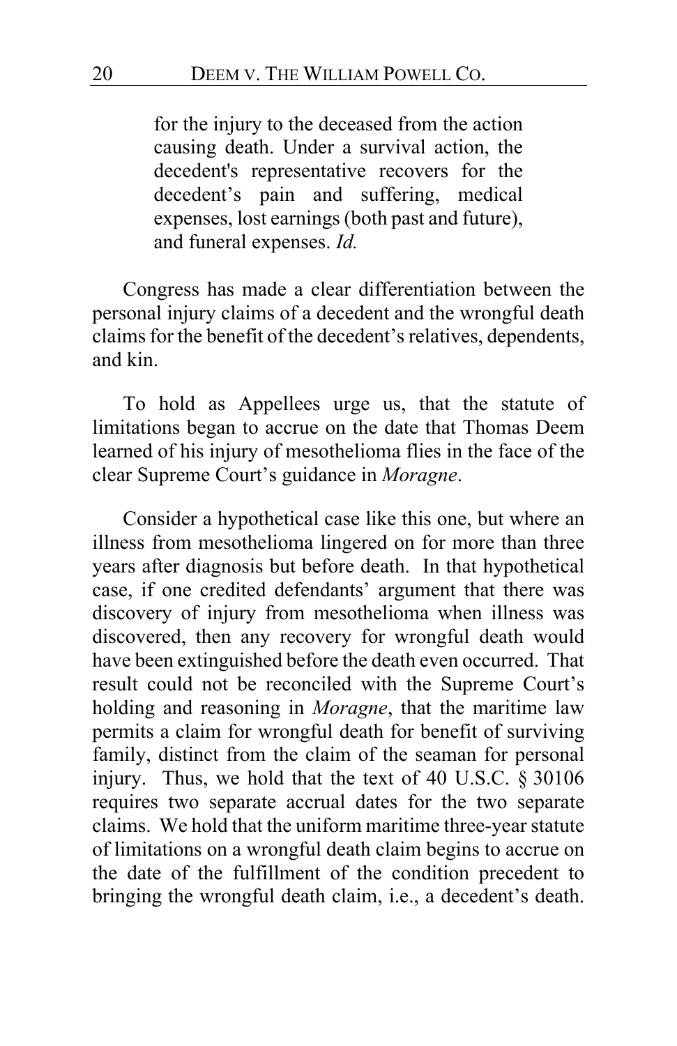> for the injury to the deceased from the action causing death. Under a survival action, the decedent's representative recovers for the decedent's pain and suffering, medical expenses, lost earnings (both past and future), and funeral expenses. *Id.*

Congress has made a clear differentiation between the personal injury claims of a decedent and the wrongful death claims for the benefit of the decedent's relatives, dependents, and kin.

To hold as Appellees urge us, that the statute of limitations began to accrue on the date that Thomas Deem learned of his injury of mesothelioma flies in the face of the clear Supreme Court's guidance in *Moragne*.

Consider a hypothetical case like this one, but where an illness from mesothelioma lingered on for more than three years after diagnosis but before death. In that hypothetical case, if one credited defendants' argument that there was discovery of injury from mesothelioma when illness was discovered, then any recovery for wrongful death would have been extinguished before the death even occurred. That result could not be reconciled with the Supreme Court's holding and reasoning in *Moragne*, that the maritime law permits a claim for wrongful death for benefit of surviving family, distinct from the claim of the seaman for personal injury. Thus, we hold that the text of 40 U.S.C. § 30106 requires two separate accrual dates for the two separate claims. We hold that the uniform maritime three-year statute of limitations on a wrongful death claim begins to accrue on the date of the fulfillment of the condition precedent to bringing the wrongful death claim, i.e., a decedent's death.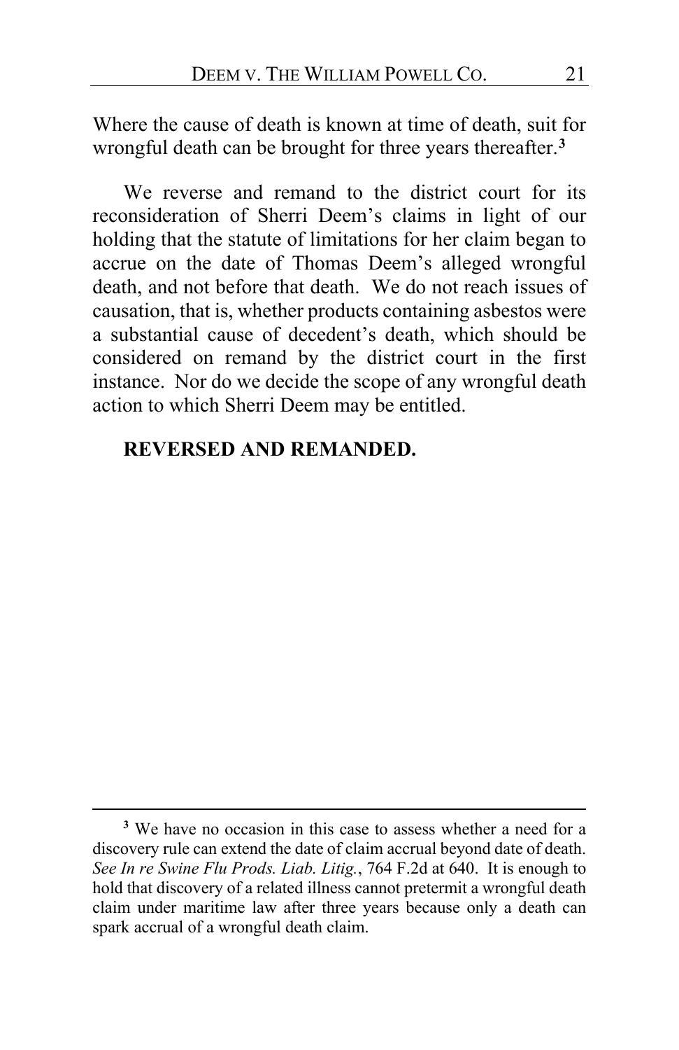Where the cause of death is known at time of death, suit for wrongful death can be brought for three years thereafter.[3]

We reverse and remand to the district court for its reconsideration of Sherri Deem's claims in light of our holding that the statute of limitations for her claim began to accrue on the date of Thomas Deem's alleged wrongful death, and not before that death. We do not reach issues of causation, that is, whether products containing asbestos were a substantial cause of decedent's death, which should be considered on remand by the district court in the first instance. Nor do we decide the scope of any wrongful death action to which Sherri Deem may be entitled.

**REVERSED AND REMANDED.**

---

[3] We have no occasion in this case to assess whether a need for a discovery rule can extend the date of claim accrual beyond date of death. *See In re Swine Flu Prods. Liab. Litig.*, 764 F.2d at 640. It is enough to hold that discovery of a related illness cannot pretermit a wrongful death claim under maritime law after three years because only a death can spark accrual of a wrongful death claim.